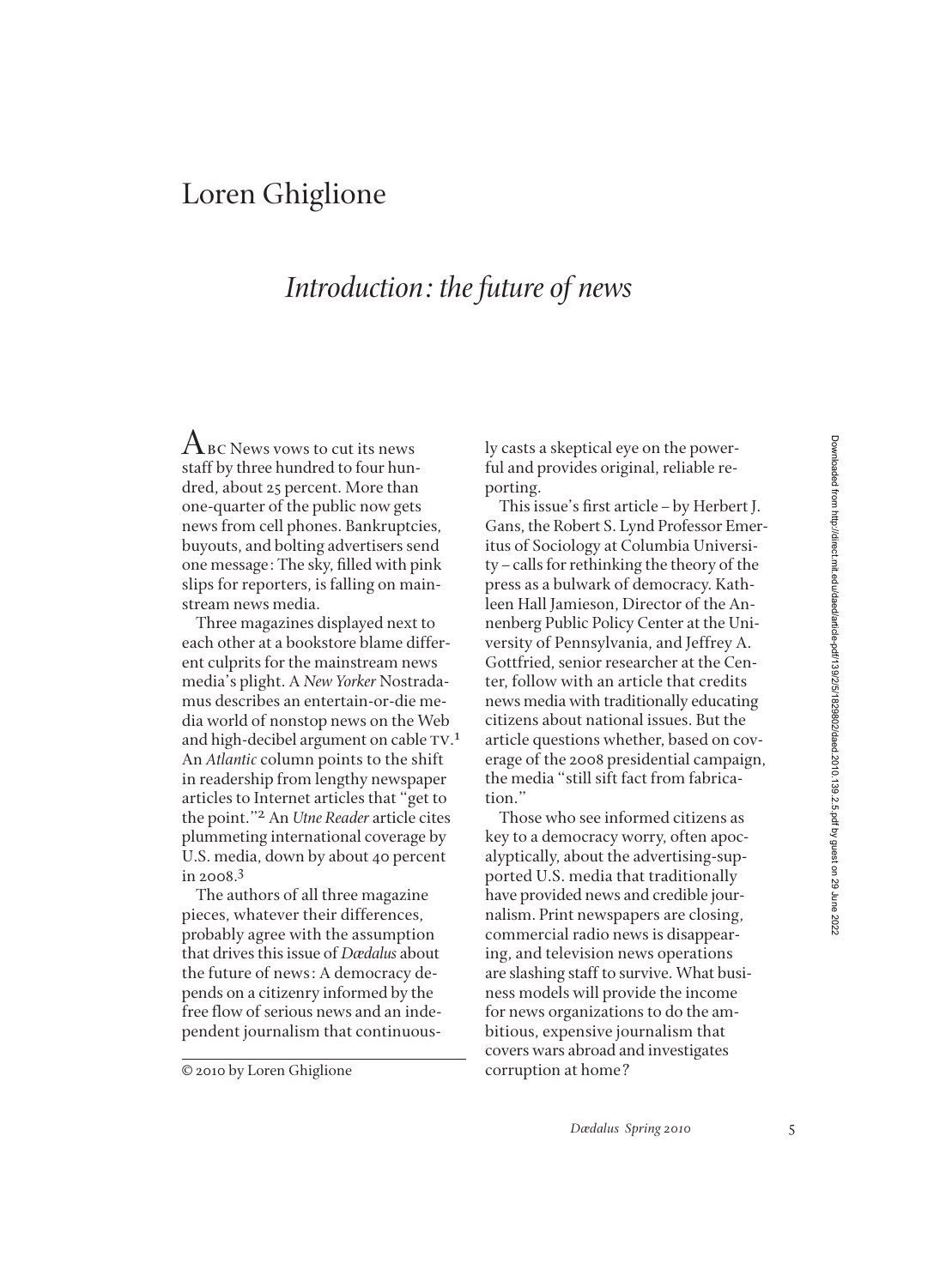# Loren Ghiglione

## *Introduction: the future of news*

ABC News vows to cut its news staff by three hundred to four hundred, about 25 percent. More than one-quarter of the public now gets news from cell phones. Bankruptcies, buyouts, and bolting advertisers send one message: The sky, filled with pink slips for reporters, is falling on mainstream news media.

Three magazines displayed next to each other at a bookstore blame different culprits for the mainstream news media's plight. A *New Yorker* Nostradamus describes an entertain-or-die media world of nonstop news on the Web and high-decibel argument on cable TV.[1] An *Atlantic* column points to the shift in readership from lengthy newspaper articles to Internet articles that "get to the point."[2] An *Utne Reader* article cites plummeting international coverage by U.S. media, down by about 40 percent in 2008.[3]

The authors of all three magazine pieces, whatever their differences, probably agree with the assumption that drives this issue of *Dædalus* about the future of news: A democracy depends on a citizenry informed by the free flow of serious news and an independent journalism that continuously casts a skeptical eye on the powerful and provides original, reliable reporting.

This issue's first article – by Herbert J. Gans, the Robert S. Lynd Professor Emeritus of Sociology at Columbia University – calls for rethinking the theory of the press as a bulwark of democracy. Kathleen Hall Jamieson, Director of the Annenberg Public Policy Center at the University of Pennsylvania, and Jeffrey A. Gottfried, senior researcher at the Center, follow with an article that credits news media with traditionally educating citizens about national issues. But the article questions whether, based on coverage of the 2008 presidential campaign, the media "still sift fact from fabrication."

Those who see informed citizens as key to a democracy worry, often apocalyptically, about the advertising-supported U.S. media that traditionally have provided news and credible journalism. Print newspapers are closing, commercial radio news is disappearing, and television news operations are slashing staff to survive. What business models will provide the income for news organizations to do the ambitious, expensive journalism that covers wars abroad and investigates corruption at home?

© 2010 by Loren Ghiglione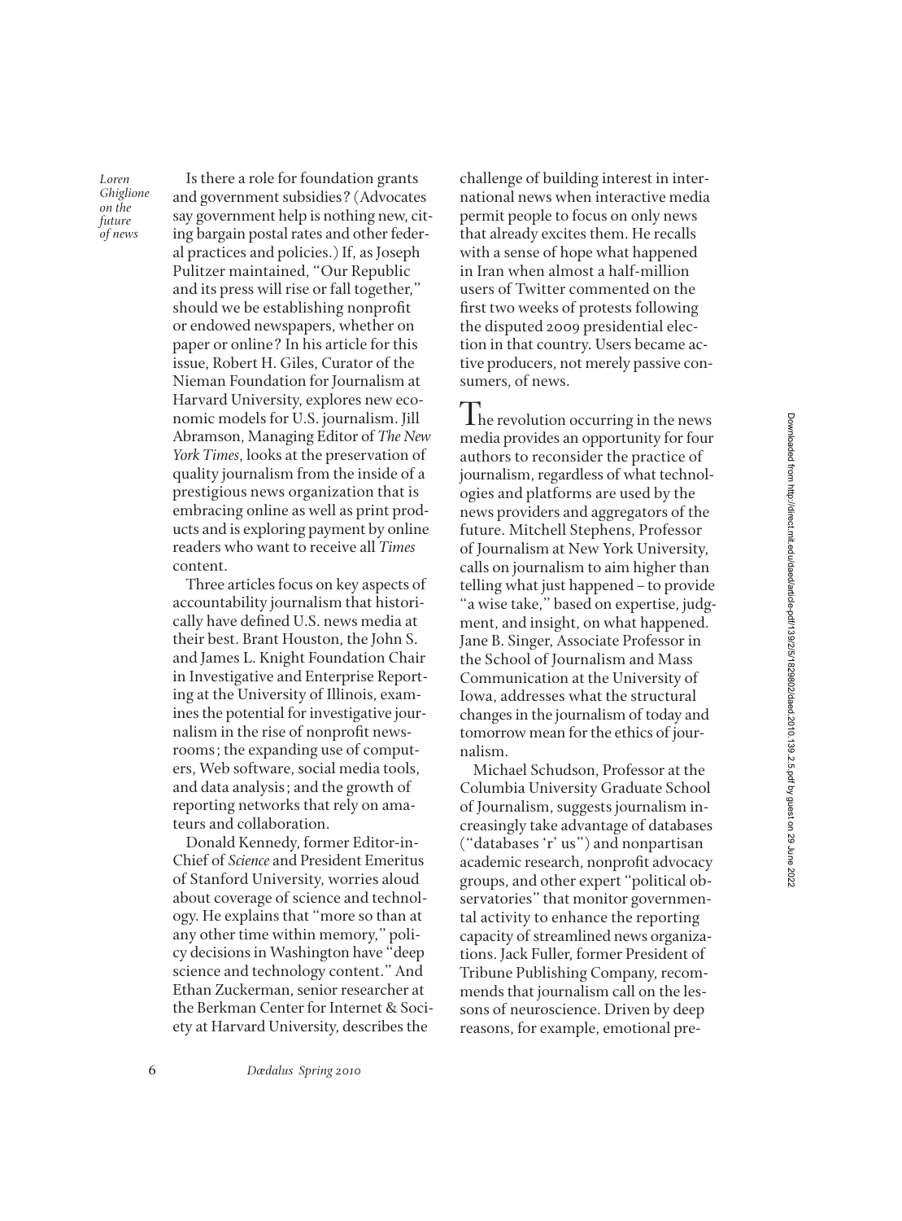Is there a role for foundation grants and government subsidies? (Advocates say government help is nothing new, citing bargain postal rates and other federal practices and policies.) If, as Joseph Pulitzer maintained, "Our Republic and its press will rise or fall together," should we be establishing nonprofit or endowed newspapers, whether on paper or online? In his article for this issue, Robert H. Giles, Curator of the Nieman Foundation for Journalism at Harvard University, explores new economic models for U.S. journalism. Jill Abramson, Managing Editor of *The New York Times*, looks at the preservation of quality journalism from the inside of a prestigious news organization that is embracing online as well as print products and is exploring payment by online readers who want to receive all *Times* content.

Three articles focus on key aspects of accountability journalism that historically have defined U.S. news media at their best. Brant Houston, the John S. and James L. Knight Foundation Chair in Investigative and Enterprise Reporting at the University of Illinois, examines the potential for investigative journalism in the rise of nonprofit newsrooms; the expanding use of computers, Web software, social media tools, and data analysis; and the growth of reporting networks that rely on amateurs and collaboration.

Donald Kennedy, former Editor-in-Chief of *Science* and President Emeritus of Stanford University, worries aloud about coverage of science and technology. He explains that "more so than at any other time within memory," policy decisions in Washington have "deep science and technology content." And Ethan Zuckerman, senior researcher at the Berkman Center for Internet & Society at Harvard University, describes the challenge of building interest in international news when interactive media permit people to focus on only news that already excites them. He recalls with a sense of hope what happened in Iran when almost a half-million users of Twitter commented on the first two weeks of protests following the disputed 2009 presidential election in that country. Users became active producers, not merely passive consumers, of news.

The revolution occurring in the news media provides an opportunity for four authors to reconsider the practice of journalism, regardless of what technologies and platforms are used by the news providers and aggregators of the future. Mitchell Stephens, Professor of Journalism at New York University, calls on journalism to aim higher than telling what just happened – to provide "a wise take," based on expertise, judgment, and insight, on what happened. Jane B. Singer, Associate Professor in the School of Journalism and Mass Communication at the University of Iowa, addresses what the structural changes in the journalism of today and tomorrow mean for the ethics of journalism.

Michael Schudson, Professor at the Columbia University Graduate School of Journalism, suggests journalism increasingly take advantage of databases ("databases 'r' us") and nonpartisan academic research, nonprofit advocacy groups, and other expert "political observatories" that monitor governmental activity to enhance the reporting capacity of streamlined news organizations. Jack Fuller, former President of Tribune Publishing Company, recommends that journalism call on the lessons of neuroscience. Driven by deep reasons, for example, emotional pre-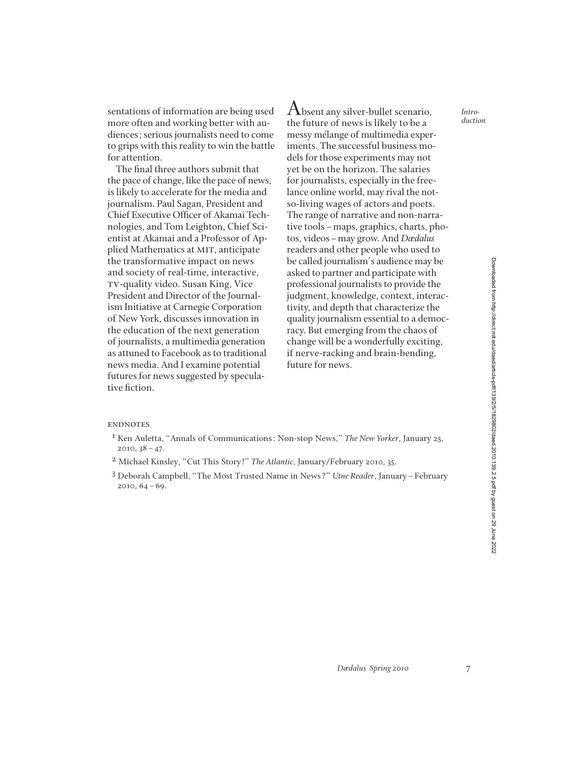sentations of information are being used more often and working better with audiences; serious journalists need to come to grips with this reality to win the battle for attention.

The final three authors submit that the pace of change, like the pace of news, is likely to accelerate for the media and journalism. Paul Sagan, President and Chief Executive Officer of Akamai Technologies, and Tom Leighton, Chief Scientist at Akamai and a Professor of Applied Mathematics at MIT, anticipate the transformative impact on news and society of real-time, interactive, TV-quality video. Susan King, Vice President and Director of the Journalism Initiative at Carnegie Corporation of New York, discusses innovation in the education of the next generation of journalists, a multimedia generation as attuned to Facebook as to traditional news media. And I examine potential futures for news suggested by speculative fiction.

Absent any silver-bullet scenario, the future of news is likely to be a messy mélange of multimedia experiments. The successful business models for those experiments may not yet be on the horizon. The salaries for journalists, especially in the freelance online world, may rival the not-so-living wages of actors and poets. The range of narrative and non-narrative tools – maps, graphics, charts, photos, videos – may grow. And *Dædalus* readers and other people who used to be called journalism's audience may be asked to partner and participate with professional journalists to provide the judgment, knowledge, context, interactivity, and depth that characterize the quality journalism essential to a democracy. But emerging from the chaos of change will be a wonderfully exciting, if nerve-racking and brain-bending, future for news.

## ENDNOTES

1 Ken Auletta, "Annals of Communications: Non-stop News," *The New Yorker*, January 25, 2010, 38 – 47.

2 Michael Kinsley, "Cut This Story!" *The Atlantic*, January/February 2010, 35.

3 Deborah Campbell, "The Most Trusted Name in News?" *Utne Reader*, January – February 2010, 64 – 69.